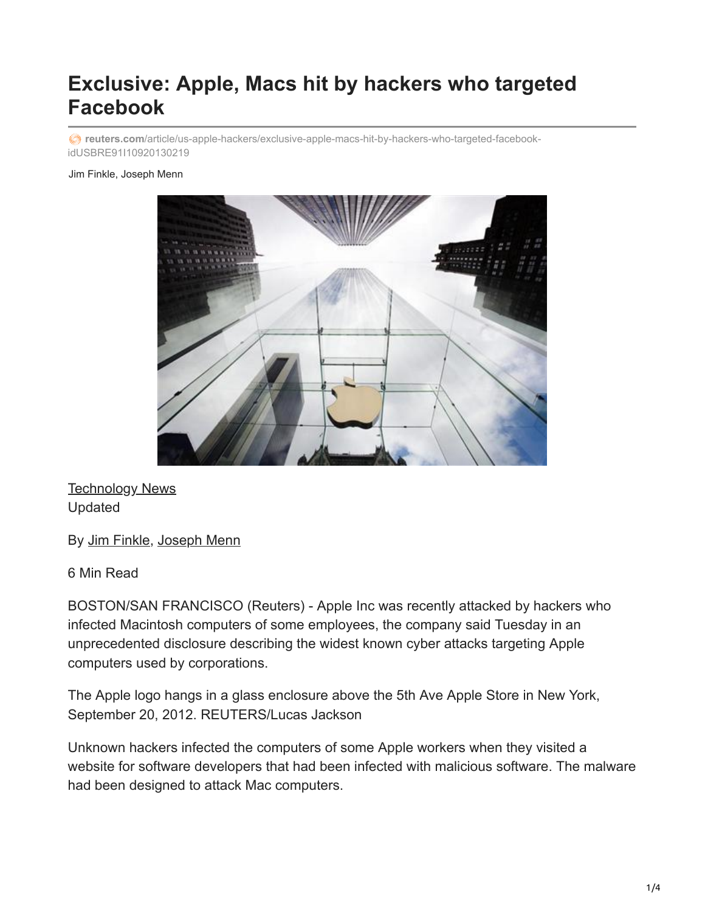# Exclusive: Apple, Macs hit by hackers who targeted Facebook

reuters.com/article/us-apple-hackers/exclusive-apple-macs-hit-by-hackers-who-targeted-facebook-idUSBRE91I10920130219

Jim Finkle, Joseph Menn

Technology News
Updated

By Jim Finkle, Joseph Menn

6 Min Read

BOSTON/SAN FRANCISCO (Reuters) - Apple Inc was recently attacked by hackers who infected Macintosh computers of some employees, the company said Tuesday in an unprecedented disclosure describing the widest known cyber attacks targeting Apple computers used by corporations.

The Apple logo hangs in a glass enclosure above the 5th Ave Apple Store in New York, September 20, 2012. REUTERS/Lucas Jackson

Unknown hackers infected the computers of some Apple workers when they visited a website for software developers that had been infected with malicious software. The malware had been designed to attack Mac computers.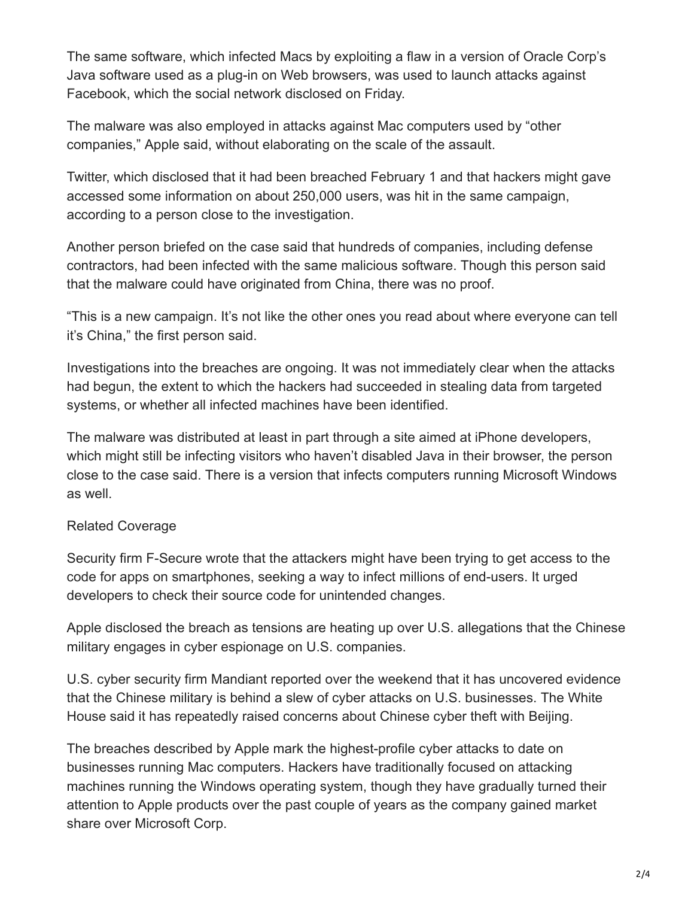The same software, which infected Macs by exploiting a flaw in a version of Oracle Corp's Java software used as a plug-in on Web browsers, was used to launch attacks against Facebook, which the social network disclosed on Friday.

The malware was also employed in attacks against Mac computers used by "other companies," Apple said, without elaborating on the scale of the assault.

Twitter, which disclosed that it had been breached February 1 and that hackers might gave accessed some information on about 250,000 users, was hit in the same campaign, according to a person close to the investigation.

Another person briefed on the case said that hundreds of companies, including defense contractors, had been infected with the same malicious software. Though this person said that the malware could have originated from China, there was no proof.

"This is a new campaign. It's not like the other ones you read about where everyone can tell it's China," the first person said.

Investigations into the breaches are ongoing. It was not immediately clear when the attacks had begun, the extent to which the hackers had succeeded in stealing data from targeted systems, or whether all infected machines have been identified.

The malware was distributed at least in part through a site aimed at iPhone developers, which might still be infecting visitors who haven't disabled Java in their browser, the person close to the case said. There is a version that infects computers running Microsoft Windows as well.

Related Coverage

Security firm F-Secure wrote that the attackers might have been trying to get access to the code for apps on smartphones, seeking a way to infect millions of end-users. It urged developers to check their source code for unintended changes.

Apple disclosed the breach as tensions are heating up over U.S. allegations that the Chinese military engages in cyber espionage on U.S. companies.

U.S. cyber security firm Mandiant reported over the weekend that it has uncovered evidence that the Chinese military is behind a slew of cyber attacks on U.S. businesses. The White House said it has repeatedly raised concerns about Chinese cyber theft with Beijing.

The breaches described by Apple mark the highest-profile cyber attacks to date on businesses running Mac computers. Hackers have traditionally focused on attacking machines running the Windows operating system, though they have gradually turned their attention to Apple products over the past couple of years as the company gained market share over Microsoft Corp.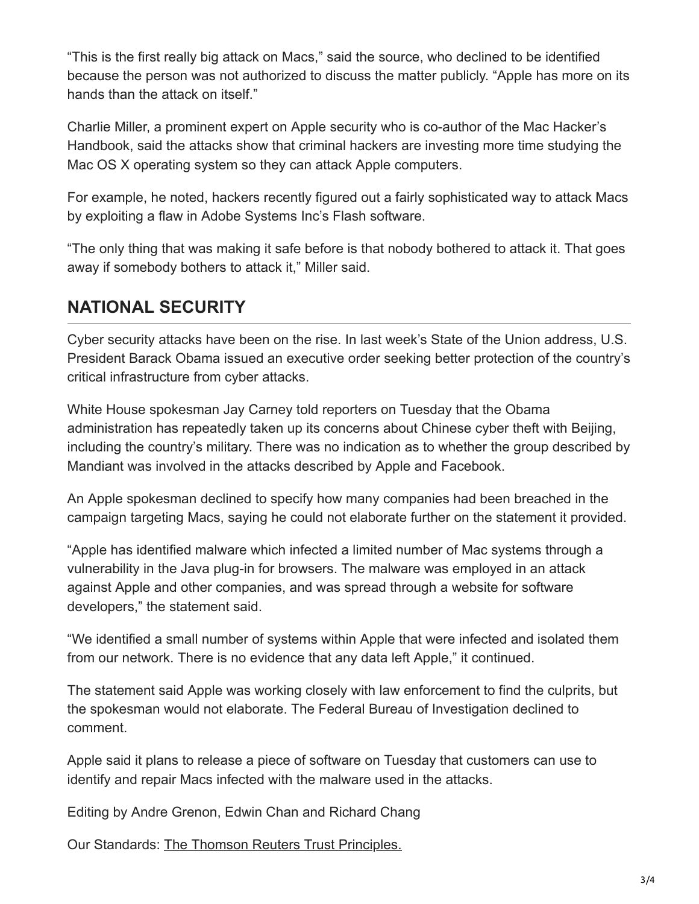“This is the first really big attack on Macs,” said the source, who declined to be identified because the person was not authorized to discuss the matter publicly. “Apple has more on its hands than the attack on itself.”

Charlie Miller, a prominent expert on Apple security who is co-author of the Mac Hacker’s Handbook, said the attacks show that criminal hackers are investing more time studying the Mac OS X operating system so they can attack Apple computers.

For example, he noted, hackers recently figured out a fairly sophisticated way to attack Macs by exploiting a flaw in Adobe Systems Inc’s Flash software.

“The only thing that was making it safe before is that nobody bothered to attack it. That goes away if somebody bothers to attack it,” Miller said.

## NATIONAL SECURITY

Cyber security attacks have been on the rise. In last week’s State of the Union address, U.S. President Barack Obama issued an executive order seeking better protection of the country’s critical infrastructure from cyber attacks.

White House spokesman Jay Carney told reporters on Tuesday that the Obama administration has repeatedly taken up its concerns about Chinese cyber theft with Beijing, including the country’s military. There was no indication as to whether the group described by Mandiant was involved in the attacks described by Apple and Facebook.

An Apple spokesman declined to specify how many companies had been breached in the campaign targeting Macs, saying he could not elaborate further on the statement it provided.

“Apple has identified malware which infected a limited number of Mac systems through a vulnerability in the Java plug-in for browsers. The malware was employed in an attack against Apple and other companies, and was spread through a website for software developers,” the statement said.

“We identified a small number of systems within Apple that were infected and isolated them from our network. There is no evidence that any data left Apple,” it continued.

The statement said Apple was working closely with law enforcement to find the culprits, but the spokesman would not elaborate. The Federal Bureau of Investigation declined to comment.

Apple said it plans to release a piece of software on Tuesday that customers can use to identify and repair Macs infected with the malware used in the attacks.

Editing by Andre Grenon, Edwin Chan and Richard Chang

Our Standards: The Thomson Reuters Trust Principles.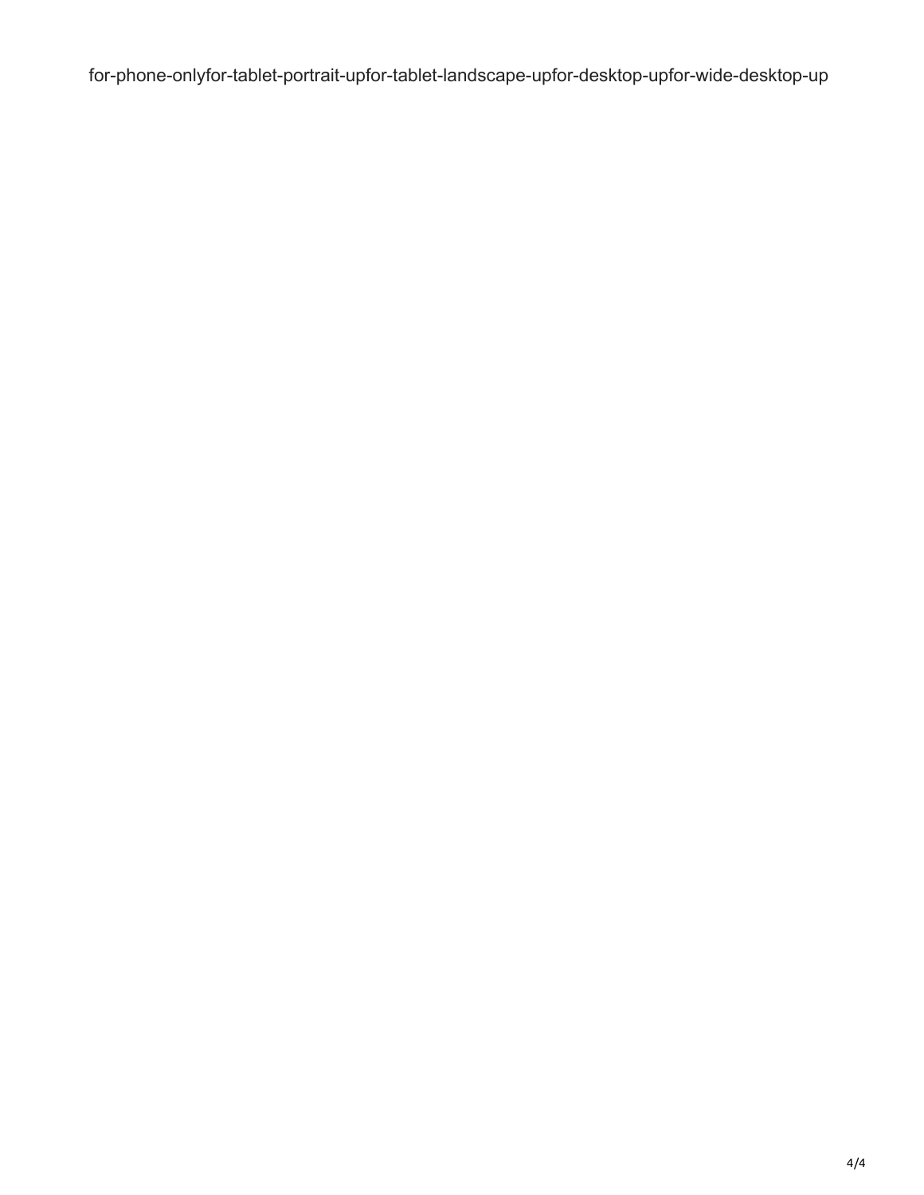for-phone-onlyfor-tablet-portrait-upfor-tablet-landscape-upfor-desktop-upfor-wide-desktop-up